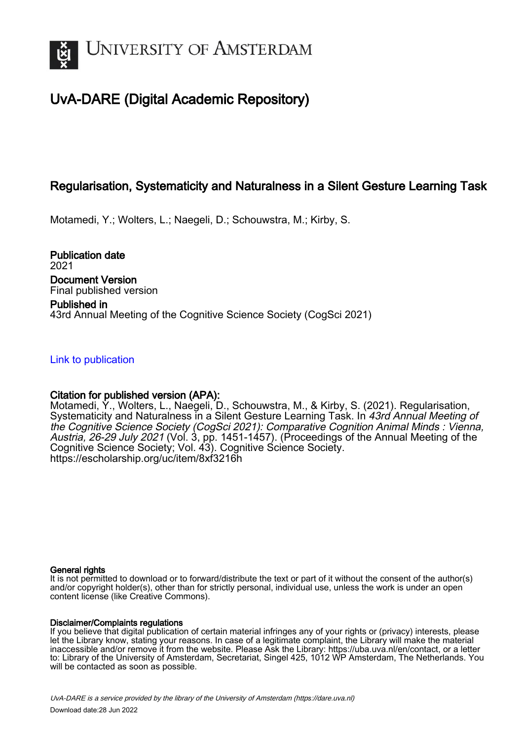# UvA-DARE (Digital Academic Repository)

## Regularisation, Systematicity and Naturalness in a Silent Gesture Learning Task

Motamedi, Y.; Wolters, L.; Naegeli, D.; Schouwstra, M.; Kirby, S.

**Publication date**
2021

**Document Version**
Final published version

**Published in**
43rd Annual Meeting of the Cognitive Science Society (CogSci 2021)

Link to publication

**Citation for published version (APA):**
Motamedi, Y., Wolters, L., Naegeli, D., Schouwstra, M., & Kirby, S. (2021). Regularisation, Systematicity and Naturalness in a Silent Gesture Learning Task. In *43rd Annual Meeting of the Cognitive Science Society (CogSci 2021): Comparative Cognition Animal Minds : Vienna, Austria, 26-29 July 2021* (Vol. 3, pp. 1451-1457). (Proceedings of the Annual Meeting of the Cognitive Science Society; Vol. 43). Cognitive Science Society. https://escholarship.org/uc/item/8xf3216h

**General rights**
It is not permitted to download or to forward/distribute the text or part of it without the consent of the author(s) and/or copyright holder(s), other than for strictly personal, individual use, unless the work is under an open content license (like Creative Commons).

**Disclaimer/Complaints regulations**
If you believe that digital publication of certain material infringes any of your rights or (privacy) interests, please let the Library know, stating your reasons. In case of a legitimate complaint, the Library will make the material inaccessible and/or remove it from the website. Please Ask the Library: https://uba.uva.nl/en/contact, or a letter to: Library of the University of Amsterdam, Secretariat, Singel 425, 1012 WP Amsterdam, The Netherlands. You will be contacted as soon as possible.

UvA-DARE is a service provided by the library of the University of Amsterdam (https://dare.uva.nl)
Download date:28 Jun 2022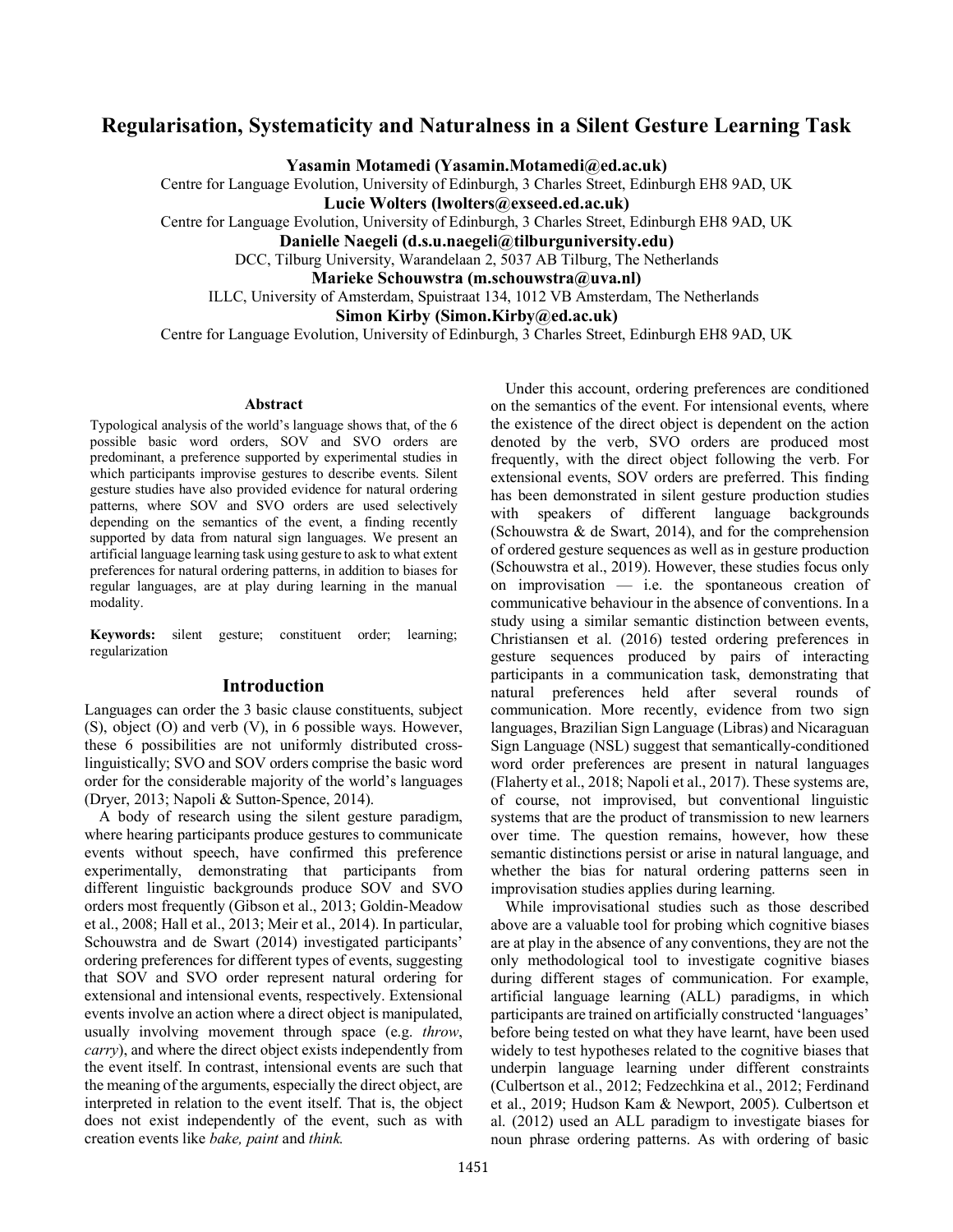# Regularisation, Systematicity and Naturalness in a Silent Gesture Learning Task

**Yasamin Motamedi (Yasamin.Motamedi@ed.ac.uk)**
Centre for Language Evolution, University of Edinburgh, 3 Charles Street, Edinburgh EH8 9AD, UK

**Lucie Wolters (lwolters@exseed.ed.ac.uk)**
Centre for Language Evolution, University of Edinburgh, 3 Charles Street, Edinburgh EH8 9AD, UK

**Danielle Naegeli (d.s.u.naegeli@tilburguniversity.edu)**
DCC, Tilburg University, Warandelaan 2, 5037 AB Tilburg, The Netherlands

**Marieke Schouwstra (m.schouwstra@uva.nl)**
ILLC, University of Amsterdam, Spuistraat 134, 1012 VB Amsterdam, The Netherlands

**Simon Kirby (Simon.Kirby@ed.ac.uk)**
Centre for Language Evolution, University of Edinburgh, 3 Charles Street, Edinburgh EH8 9AD, UK

## Abstract

Typological analysis of the world's language shows that, of the 6 possible basic word orders, SOV and SVO orders are predominant, a preference supported by experimental studies in which participants improvise gestures to describe events. Silent gesture studies have also provided evidence for natural ordering patterns, where SOV and SVO orders are used selectively depending on the semantics of the event, a finding recently supported by data from natural sign languages. We present an artificial language learning task using gesture to ask to what extent preferences for natural ordering patterns, in addition to biases for regular languages, are at play during learning in the manual modality.

**Keywords:** silent gesture; constituent order; learning; regularization

## Introduction

Languages can order the 3 basic clause constituents, subject (S), object (O) and verb (V), in 6 possible ways. However, these 6 possibilities are not uniformly distributed cross-linguistically; SVO and SOV orders comprise the basic word order for the considerable majority of the world's languages (Dryer, 2013; Napoli & Sutton-Spence, 2014).

A body of research using the silent gesture paradigm, where hearing participants produce gestures to communicate events without speech, have confirmed this preference experimentally, demonstrating that participants from different linguistic backgrounds produce SOV and SVO orders most frequently (Gibson et al., 2013; Goldin-Meadow et al., 2008; Hall et al., 2013; Meir et al., 2014). In particular, Schouwstra and de Swart (2014) investigated participants' ordering preferences for different types of events, suggesting that SOV and SVO order represent natural ordering for extensional and intensional events, respectively. Extensional events involve an action where a direct object is manipulated, usually involving movement through space (e.g. *throw*, *carry*), and where the direct object exists independently from the event itself. In contrast, intensional events are such that the meaning of the arguments, especially the direct object, are interpreted in relation to the event itself. That is, the object does not exist independently of the event, such as with creation events like *bake, paint* and *think.*

Under this account, ordering preferences are conditioned on the semantics of the event. For intensional events, where the existence of the direct object is dependent on the action denoted by the verb, SVO orders are produced most frequently, with the direct object following the verb. For extensional events, SOV orders are preferred. This finding has been demonstrated in silent gesture production studies with speakers of different language backgrounds (Schouwstra & de Swart, 2014), and for the comprehension of ordered gesture sequences as well as in gesture production (Schouwstra et al., 2019). However, these studies focus only on improvisation — i.e. the spontaneous creation of communicative behaviour in the absence of conventions. In a study using a similar semantic distinction between events, Christiansen et al. (2016) tested ordering preferences in gesture sequences produced by pairs of interacting participants in a communication task, demonstrating that natural preferences held after several rounds of communication. More recently, evidence from two sign languages, Brazilian Sign Language (Libras) and Nicaraguan Sign Language (NSL) suggest that semantically-conditioned word order preferences are present in natural languages (Flaherty et al., 2018; Napoli et al., 2017). These systems are, of course, not improvised, but conventional linguistic systems that are the product of transmission to new learners over time. The question remains, however, how these semantic distinctions persist or arise in natural language, and whether the bias for natural ordering patterns seen in improvisation studies applies during learning.

While improvisational studies such as those described above are a valuable tool for probing which cognitive biases are at play in the absence of any conventions, they are not the only methodological tool to investigate cognitive biases during different stages of communication. For example, artificial language learning (ALL) paradigms, in which participants are trained on artificially constructed 'languages' before being tested on what they have learnt, have been used widely to test hypotheses related to the cognitive biases that underpin language learning under different constraints (Culbertson et al., 2012; Fedzechkina et al., 2012; Ferdinand et al., 2019; Hudson Kam & Newport, 2005). Culbertson et al. (2012) used an ALL paradigm to investigate biases for noun phrase ordering patterns. As with ordering of basic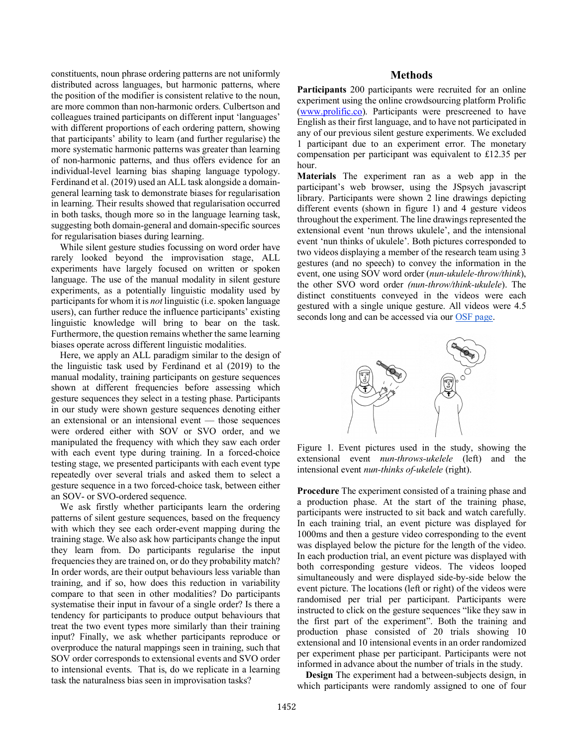constituents, noun phrase ordering patterns are not uniformly distributed across languages, but harmonic patterns, where the position of the modifier is consistent relative to the noun, are more common than non-harmonic orders. Culbertson and colleagues trained participants on different input 'languages' with different proportions of each ordering pattern, showing that participants' ability to learn (and further regularise) the more systematic harmonic patterns was greater than learning of non-harmonic patterns, and thus offers evidence for an individual-level learning bias shaping language typology. Ferdinand et al. (2019) used an ALL task alongside a domain-general learning task to demonstrate biases for regularisation in learning. Their results showed that regularisation occurred in both tasks, though more so in the language learning task, suggesting both domain-general and domain-specific sources for regularisation biases during learning.

While silent gesture studies focussing on word order have rarely looked beyond the improvisation stage, ALL experiments have largely focused on written or spoken language. The use of the manual modality in silent gesture experiments, as a potentially linguistic modality used by participants for whom it is *not* linguistic (i.e. spoken language users), can further reduce the influence participants' existing linguistic knowledge will bring to bear on the task. Furthermore, the question remains whether the same learning biases operate across different linguistic modalities.

Here, we apply an ALL paradigm similar to the design of the linguistic task used by Ferdinand et al (2019) to the manual modality, training participants on gesture sequences shown at different frequencies before assessing which gesture sequences they select in a testing phase. Participants in our study were shown gesture sequences denoting either an extensional or an intensional event — those sequences were ordered either with SOV or SVO order, and we manipulated the frequency with which they saw each order with each event type during training. In a forced-choice testing stage, we presented participants with each event type repeatedly over several trials and asked them to select a gesture sequence in a two forced-choice task, between either an SOV- or SVO-ordered sequence.

We ask firstly whether participants learn the ordering patterns of silent gesture sequences, based on the frequency with which they see each order-event mapping during the training stage. We also ask how participants change the input they learn from. Do participants regularise the input frequencies they are trained on, or do they probability match? In order words, are their output behaviours less variable than training, and if so, how does this reduction in variability compare to that seen in other modalities? Do participants systematise their input in favour of a single order? Is there a tendency for participants to produce output behaviours that treat the two event types more similarly than their training input? Finally, we ask whether participants reproduce or overproduce the natural mappings seen in training, such that SOV order corresponds to extensional events and SVO order to intensional events. That is, do we replicate in a learning task the naturalness bias seen in improvisation tasks?

## Methods

**Participants** 200 participants were recruited for an online experiment using the online crowdsourcing platform Prolific (www.prolific.co). Participants were prescreened to have English as their first language, and to have not participated in any of our previous silent gesture experiments. We excluded 1 participant due to an experiment error. The monetary compensation per participant was equivalent to £12.35 per hour.

**Materials** The experiment ran as a web app in the participant's web browser, using the JSpsych javascript library. Participants were shown 2 line drawings depicting different events (shown in figure 1) and 4 gesture videos throughout the experiment. The line drawings represented the extensional event 'nun throws ukulele', and the intensional event 'nun thinks of ukulele'. Both pictures corresponded to two videos displaying a member of the research team using 3 gestures (and no speech) to convey the information in the event, one using SOV word order (*nun-ukulele-throw/think*), the other SVO word order *(nun-throw/think-ukulele*). The distinct constituents conveyed in the videos were each gestured with a single unique gesture. All videos were 4.5 seconds long and can be accessed via our OSF page.

Figure 1. Event pictures used in the study, showing the extensional event *nun-throws-ukelele* (left) and the intensional event *nun-thinks of-ukelele* (right).

**Procedure** The experiment consisted of a training phase and a production phase. At the start of the training phase, participants were instructed to sit back and watch carefully. In each training trial, an event picture was displayed for 1000ms and then a gesture video corresponding to the event was displayed below the picture for the length of the video. In each production trial, an event picture was displayed with both corresponding gesture videos. The videos looped simultaneously and were displayed side-by-side below the event picture. The locations (left or right) of the videos were randomised per trial per participant. Participants were instructed to click on the gesture sequences "like they saw in the first part of the experiment". Both the training and production phase consisted of 20 trials showing 10 extensional and 10 intensional events in an order randomized per experiment phase per participant. Participants were not informed in advance about the number of trials in the study.

**Design** The experiment had a between-subjects design, in which participants were randomly assigned to one of four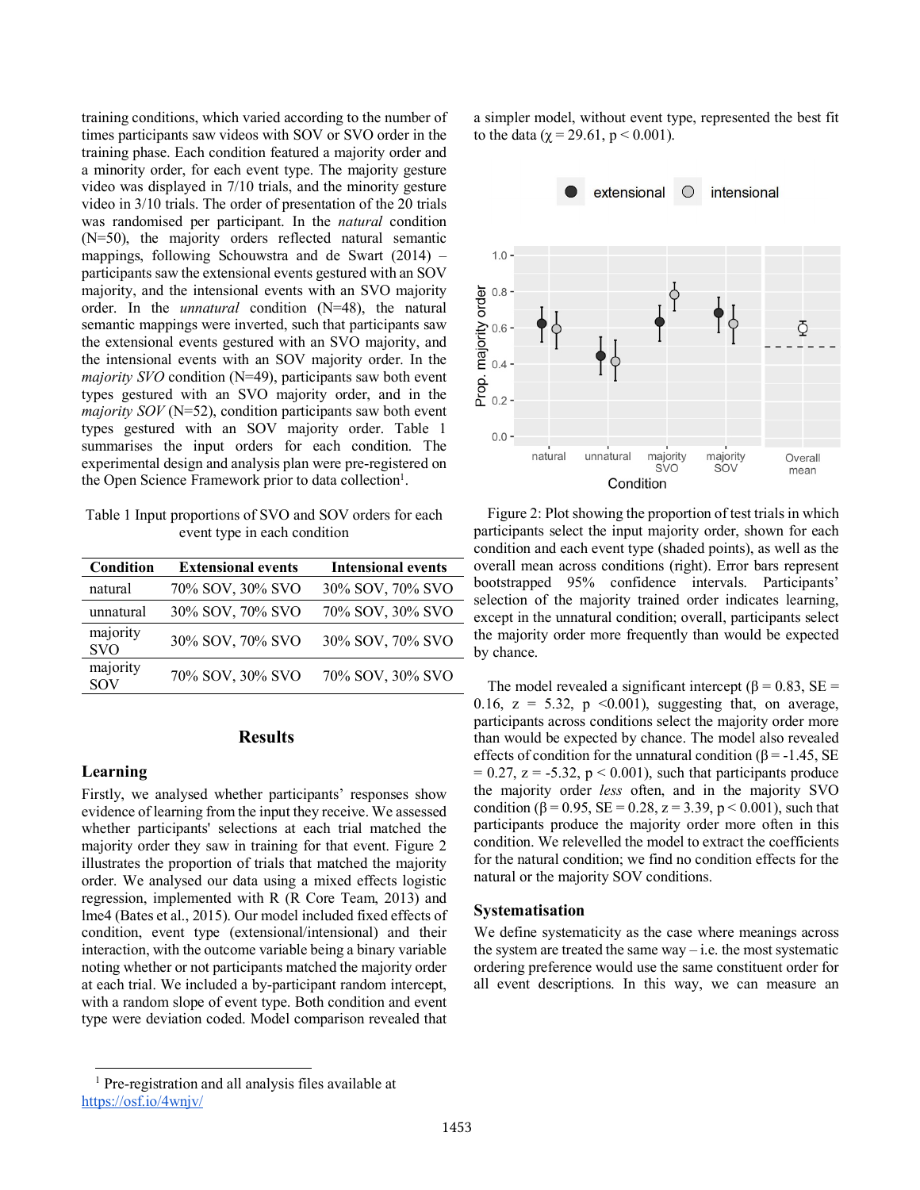training conditions, which varied according to the number of times participants saw videos with SOV or SVO order in the training phase. Each condition featured a majority order and a minority order, for each event type. The majority gesture video was displayed in 7/10 trials, and the minority gesture video in 3/10 trials. The order of presentation of the 20 trials was randomised per participant. In the *natural* condition (N=50), the majority orders reflected natural semantic mappings, following Schouwstra and de Swart (2014) – participants saw the extensional events gestured with an SOV majority, and the intensional events with an SVO majority order. In the *unnatural* condition (N=48), the natural semantic mappings were inverted, such that participants saw the extensional events gestured with an SVO majority, and the intensional events with an SOV majority order. In the *majority SVO* condition (N=49), participants saw both event types gestured with an SVO majority order, and in the *majority SOV* (N=52), condition participants saw both event types gestured with an SOV majority order. Table 1 summarises the input orders for each condition. The experimental design and analysis plan were pre-registered on the Open Science Framework prior to data collection[1].

Table 1 Input proportions of SVO and SOV orders for each event type in each condition

| Condition | Extensional events | Intensional events |
|---|---|---|
| natural | 70% SOV, 30% SVO | 30% SOV, 70% SVO |
| unnatural | 30% SOV, 70% SVO | 70% SOV, 30% SVO |
| majority SVO | 30% SOV, 70% SVO | 30% SOV, 70% SVO |
| majority SOV | 70% SOV, 30% SVO | 70% SOV, 30% SVO |

## Results

### Learning

Firstly, we analysed whether participants' responses show evidence of learning from the input they receive. We assessed whether participants' selections at each trial matched the majority order they saw in training for that event. Figure 2 illustrates the proportion of trials that matched the majority order. We analysed our data using a mixed effects logistic regression, implemented with R (R Core Team, 2013) and lme4 (Bates et al., 2015). Our model included fixed effects of condition, event type (extensional/intensional) and their interaction, with the outcome variable being a binary variable noting whether or not participants matched the majority order at each trial. We included a by-participant random intercept, with a random slope of event type. Both condition and event type were deviation coded. Model comparison revealed that a simpler model, without event type, represented the best fit to the data ($\chi = 29.61$, $p < 0.001$).

Figure 2: Plot showing the proportion of test trials in which participants select the input majority order, shown for each condition and each event type (shaded points), as well as the overall mean across conditions (right). Error bars represent bootstrapped 95% confidence intervals. Participants' selection of the majority trained order indicates learning, except in the unnatural condition; overall, participants select the majority order more frequently than would be expected by chance.

The model revealed a significant intercept ($\beta = 0.83$, SE = 0.16, $z = 5.32$, $p < 0.001$), suggesting that, on average, participants across conditions select the majority order more than would be expected by chance. The model also revealed effects of condition for the unnatural condition ($\beta = -1.45$, SE = 0.27, $z = -5.32$, $p < 0.001$), such that participants produce the majority order *less* often, and in the majority SVO condition ($\beta = 0.95$, SE = 0.28, $z = 3.39$, $p < 0.001$), such that participants produce the majority order more often in this condition. We relevelled the model to extract the coefficients for the natural condition; we find no condition effects for the natural or the majority SOV conditions.

### Systematisation

We define systematicity as the case where meanings across the system are treated the same way – i.e. the most systematic ordering preference would use the same constituent order for all event descriptions. In this way, we can measure an

[1] Pre-registration and all analysis files available at https://osf.io/4wnjv/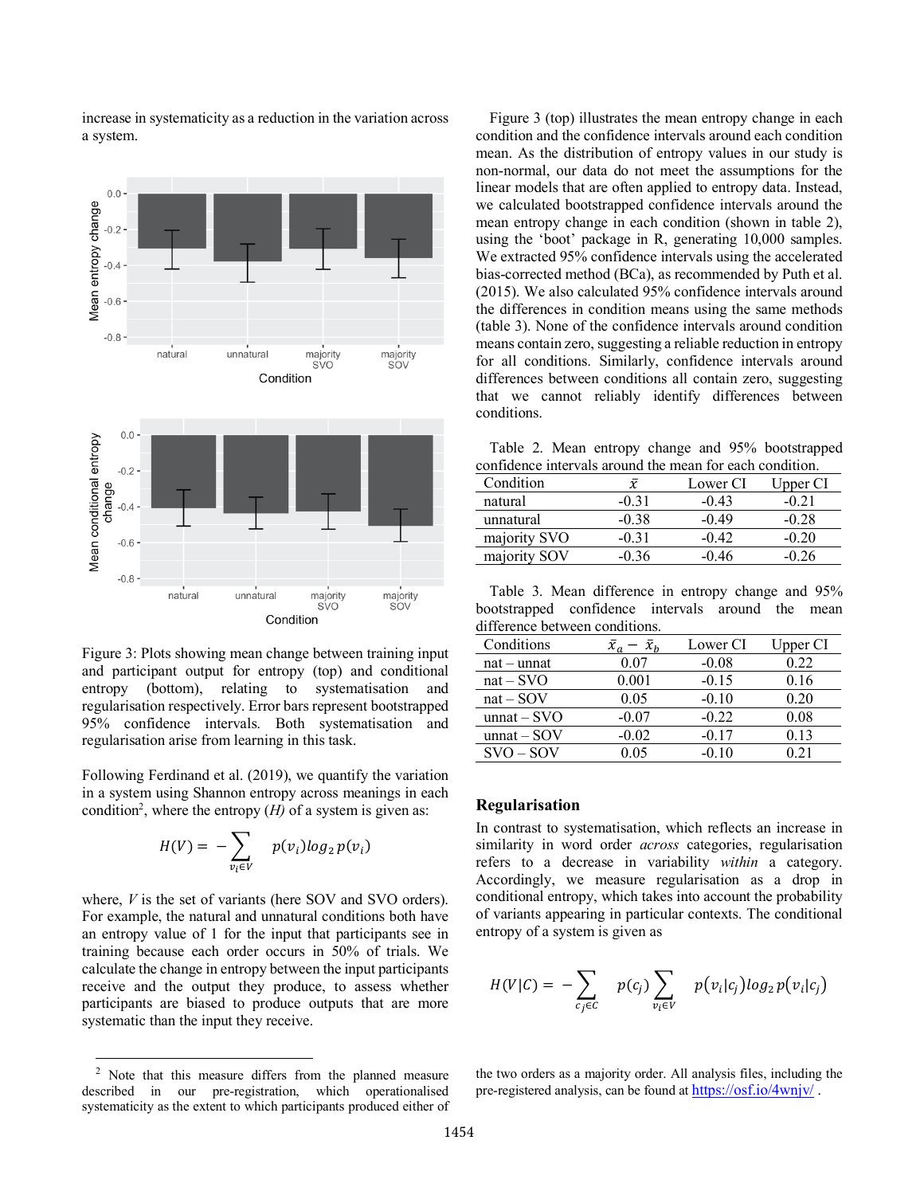increase in systematicity as a reduction in the variation across a system.

Figure 3: Plots showing mean change between training input and participant output for entropy (top) and conditional entropy (bottom), relating to systematisation and regularisation respectively. Error bars represent bootstrapped 95% confidence intervals. Both systematisation and regularisation arise from learning in this task.

Following Ferdinand et al. (2019), we quantify the variation in a system using Shannon entropy across meanings in each condition[2], where the entropy (*H*) of a system is given as:

$$H(V) = -\sum_{v_i \in V} p(v_i) log_2 \, p(v_i)$$

where, *V* is the set of variants (here SOV and SVO orders). For example, the natural and unnatural conditions both have an entropy value of 1 for the input that participants see in training because each order occurs in 50% of trials. We calculate the change in entropy between the input participants receive and the output they produce, to assess whether participants are biased to produce outputs that are more systematic than the input they receive.

Figure 3 (top) illustrates the mean entropy change in each condition and the confidence intervals around each condition mean. As the distribution of entropy values in our study is non-normal, our data do not meet the assumptions for the linear models that are often applied to entropy data. Instead, we calculated bootstrapped confidence intervals around the mean entropy change in each condition (shown in table 2), using the 'boot' package in R, generating 10,000 samples. We extracted 95% confidence intervals using the accelerated bias-corrected method (BCa), as recommended by Puth et al. (2015). We also calculated 95% confidence intervals around the differences in condition means using the same methods (table 3). None of the confidence intervals around condition means contain zero, suggesting a reliable reduction in entropy for all conditions. Similarly, confidence intervals around differences between conditions all contain zero, suggesting that we cannot reliably identify differences between conditions.

Table 2. Mean entropy change and 95% bootstrapped confidence intervals around the mean for each condition.

| Condition | $\bar{x}$ | Lower CI | Upper CI |
|---|---|---|---|
| natural | -0.31 | -0.43 | -0.21 |
| unnatural | -0.38 | -0.49 | -0.28 |
| majority SVO | -0.31 | -0.42 | -0.20 |
| majority SOV | -0.36 | -0.46 | -0.26 |

Table 3. Mean difference in entropy change and 95% bootstrapped confidence intervals around the mean difference between conditions.

| Conditions | $\bar{x}_a - \bar{x}_b$ | Lower CI | Upper CI |
|---|---|---|---|
| nat – unnat | 0.07 | -0.08 | 0.22 |
| nat – SVO | 0.001 | -0.15 | 0.16 |
| nat – SOV | 0.05 | -0.10 | 0.20 |
| unnat – SVO | -0.07 | -0.22 | 0.08 |
| unnat – SOV | -0.02 | -0.17 | 0.13 |
| SVO – SOV | 0.05 | -0.10 | 0.21 |

## Regularisation

In contrast to systematisation, which reflects an increase in similarity in word order *across* categories, regularisation refers to a decrease in variability *within* a category. Accordingly, we measure regularisation as a drop in conditional entropy, which takes into account the probability of variants appearing in particular contexts. The conditional entropy of a system is given as

$$H(V|C) = -\sum_{c_j \in C} p(c_j) \sum_{v_i \in V} p(v_i|c_j) log_2 \, p(v_i|c_j)$$

[2] Note that this measure differs from the planned measure described in our pre-registration, which operationalised systematicity as the extent to which participants produced either of the two orders as a majority order. All analysis files, including the pre-registered analysis, can be found at https://osf.io/4wnjv/ .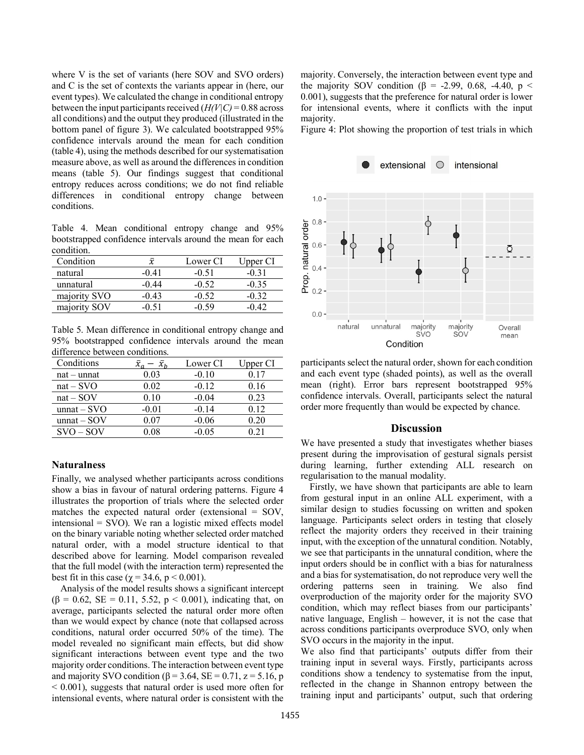where V is the set of variants (here SOV and SVO orders) and C is the set of contexts the variants appear in (here, our event types). We calculated the change in conditional entropy between the input participants received ($H(V|C) = 0.88$ across all conditions) and the output they produced (illustrated in the bottom panel of figure 3). We calculated bootstrapped 95% confidence intervals around the mean for each condition (table 4), using the methods described for our systematisation measure above, as well as around the differences in condition means (table 5). Our findings suggest that conditional entropy reduces across conditions; we do not find reliable differences in conditional entropy change between conditions.

Table 4. Mean conditional entropy change and 95% bootstrapped confidence intervals around the mean for each condition.

| Condition | $\bar{x}$ | Lower CI | Upper CI |
|---|---|---|---|
| natural | -0.41 | -0.51 | -0.31 |
| unnatural | -0.44 | -0.52 | -0.35 |
| majority SVO | -0.43 | -0.52 | -0.32 |
| majority SOV | -0.51 | -0.59 | -0.42 |

Table 5. Mean difference in conditional entropy change and 95% bootstrapped confidence intervals around the mean difference between conditions.

| Conditions | $\bar{x}_a - \bar{x}_b$ | Lower CI | Upper CI |
|---|---|---|---|
| nat – unnat | 0.03 | -0.10 | 0.17 |
| nat – SVO | 0.02 | -0.12 | 0.16 |
| nat – SOV | 0.10 | -0.04 | 0.23 |
| unnat – SVO | -0.01 | -0.14 | 0.12 |
| unnat – SOV | 0.07 | -0.06 | 0.20 |
| SVO – SOV | 0.08 | -0.05 | 0.21 |

### Naturalness

Finally, we analysed whether participants across conditions show a bias in favour of natural ordering patterns. Figure 4 illustrates the proportion of trials where the selected order matches the expected natural order (extensional = SOV, intensional = SVO). We ran a logistic mixed effects model on the binary variable noting whether selected order matched natural order, with a model structure identical to that described above for learning. Model comparison revealed that the full model (with the interaction term) represented the best fit in this case ($\chi = 34.6$, $p < 0.001$).

Analysis of the model results shows a significant intercept ($\beta = 0.62$, SE = 0.11, 5.52, $p < 0.001$), indicating that, on average, participants selected the natural order more often than we would expect by chance (note that collapsed across conditions, natural order occurred 50% of the time). The model revealed no significant main effects, but did show significant interactions between event type and the two majority order conditions. The interaction between event type and majority SVO condition ($\beta = 3.64$, SE = 0.71, $z = 5.16$, $p < 0.001$), suggests that natural order is used more often for intensional events, where natural order is consistent with the majority. Conversely, the interaction between event type and the majority SOV condition ($\beta = -2.99$, 0.68, -4.40, $p < 0.001$), suggests that the preference for natural order is lower for intensional events, where it conflicts with the input majority.

Figure 4: Plot showing the proportion of test trials in which participants select the natural order, shown for each condition and each event type (shaded points), as well as the overall mean (right). Error bars represent bootstrapped 95% confidence intervals. Overall, participants select the natural order more frequently than would be expected by chance.

## Discussion

We have presented a study that investigates whether biases present during the improvisation of gestural signals persist during learning, further extending ALL research on regularisation to the manual modality.

Firstly, we have shown that participants are able to learn from gestural input in an online ALL experiment, with a similar design to studies focussing on written and spoken language. Participants select orders in testing that closely reflect the majority orders they received in their training input, with the exception of the unnatural condition. Notably, we see that participants in the unnatural condition, where the input orders should be in conflict with a bias for naturalness and a bias for systematisation, do not reproduce very well the ordering patterns seen in training. We also find overproduction of the majority order for the majority SVO condition, which may reflect biases from our participants' native language, English – however, it is not the case that across conditions participants overproduce SVO, only when SVO occurs in the majority in the input.

We also find that participants' outputs differ from their training input in several ways. Firstly, participants across conditions show a tendency to systematise from the input, reflected in the change in Shannon entropy between the training input and participants' output, such that ordering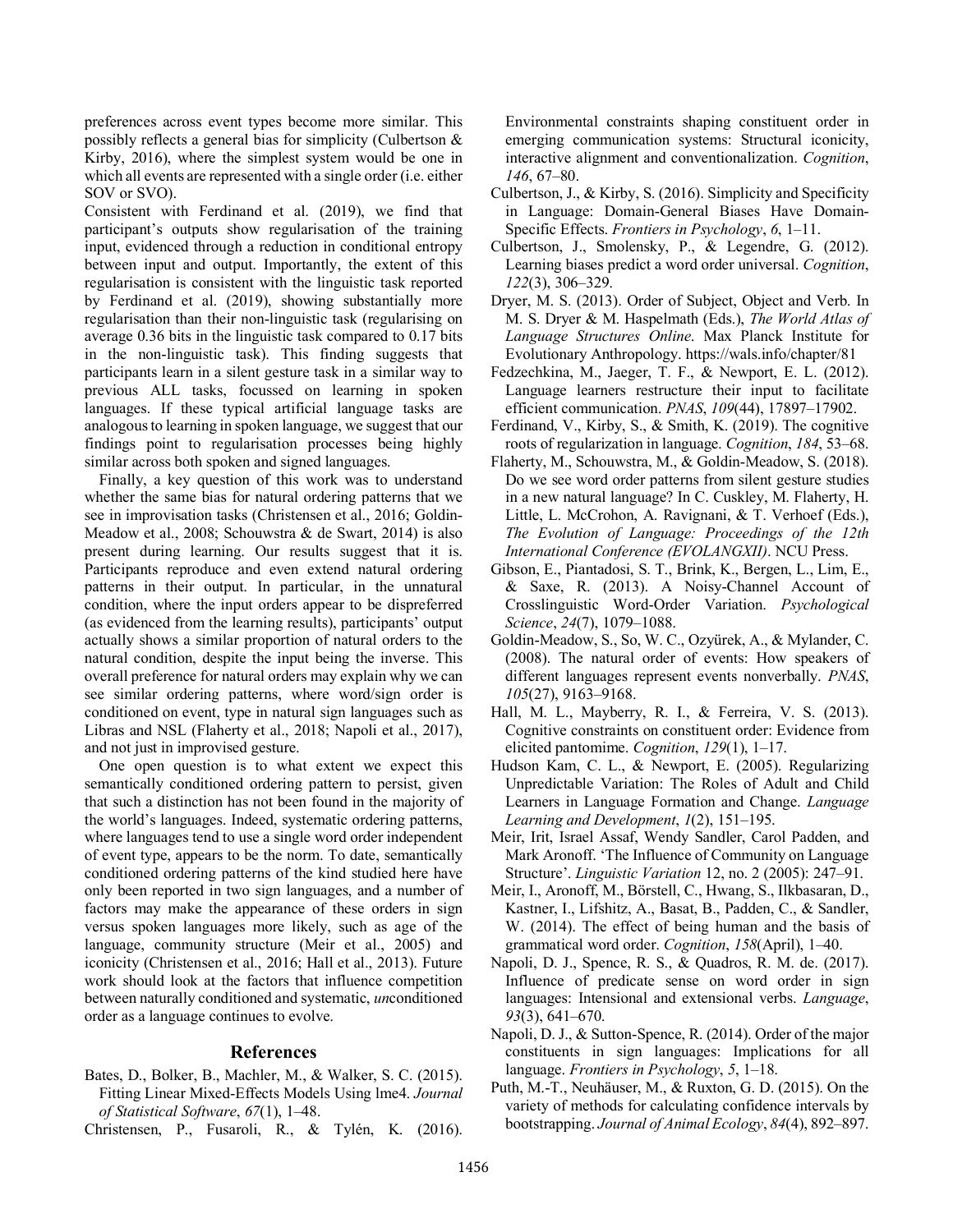preferences across event types become more similar. This possibly reflects a general bias for simplicity (Culbertson & Kirby, 2016), where the simplest system would be one in which all events are represented with a single order (i.e. either SOV or SVO).

Consistent with Ferdinand et al. (2019), we find that participant's outputs show regularisation of the training input, evidenced through a reduction in conditional entropy between input and output. Importantly, the extent of this regularisation is consistent with the linguistic task reported by Ferdinand et al. (2019), showing substantially more regularisation than their non-linguistic task (regularising on average 0.36 bits in the linguistic task compared to 0.17 bits in the non-linguistic task). This finding suggests that participants learn in a silent gesture task in a similar way to previous ALL tasks, focussed on learning in spoken languages. If these typical artificial language tasks are analogous to learning in spoken language, we suggest that our findings point to regularisation processes being highly similar across both spoken and signed languages.

Finally, a key question of this work was to understand whether the same bias for natural ordering patterns that we see in improvisation tasks (Christensen et al., 2016; Goldin-Meadow et al., 2008; Schouwstra & de Swart, 2014) is also present during learning. Our results suggest that it is. Participants reproduce and even extend natural ordering patterns in their output. In particular, in the unnatural condition, where the input orders appear to be dispreferred (as evidenced from the learning results), participants' output actually shows a similar proportion of natural orders to the natural condition, despite the input being the inverse. This overall preference for natural orders may explain why we can see similar ordering patterns, where word/sign order is conditioned on event, type in natural sign languages such as Libras and NSL (Flaherty et al., 2018; Napoli et al., 2017), and not just in improvised gesture.

One open question is to what extent we expect this semantically conditioned ordering pattern to persist, given that such a distinction has not been found in the majority of the world's languages. Indeed, systematic ordering patterns, where languages tend to use a single word order independent of event type, appears to be the norm. To date, semantically conditioned ordering patterns of the kind studied here have only been reported in two sign languages, and a number of factors may make the appearance of these orders in sign versus spoken languages more likely, such as age of the language, community structure (Meir et al., 2005) and iconicity (Christensen et al., 2016; Hall et al., 2013). Future work should look at the factors that influence competition between naturally conditioned and systematic, *un*conditioned order as a language continues to evolve.

## References

Bates, D., Bolker, B., Machler, M., & Walker, S. C. (2015). Fitting Linear Mixed-Effects Models Using lme4. *Journal of Statistical Software*, *67*(1), 1–48.

Christensen, P., Fusaroli, R., & Tylén, K. (2016). Environmental constraints shaping constituent order in emerging communication systems: Structural iconicity, interactive alignment and conventionalization. *Cognition*, *146*, 67–80.

Culbertson, J., & Kirby, S. (2016). Simplicity and Specificity in Language: Domain-General Biases Have Domain-Specific Effects. *Frontiers in Psychology*, *6*, 1–11.

Culbertson, J., Smolensky, P., & Legendre, G. (2012). Learning biases predict a word order universal. *Cognition*, *122*(3), 306–329.

Dryer, M. S. (2013). Order of Subject, Object and Verb. In M. S. Dryer & M. Haspelmath (Eds.), *The World Atlas of Language Structures Online*. Max Planck Institute for Evolutionary Anthropology. https://wals.info/chapter/81

Fedzechkina, M., Jaeger, T. F., & Newport, E. L. (2012). Language learners restructure their input to facilitate efficient communication. *PNAS*, *109*(44), 17897–17902.

Ferdinand, V., Kirby, S., & Smith, K. (2019). The cognitive roots of regularization in language. *Cognition*, *184*, 53–68.

Flaherty, M., Schouwstra, M., & Goldin-Meadow, S. (2018). Do we see word order patterns from silent gesture studies in a new natural language? In C. Cuskley, M. Flaherty, H. Little, L. McCrohon, A. Ravignani, & T. Verhoef (Eds.), *The Evolution of Language: Proceedings of the 12th International Conference (EVOLANGXII)*. NCU Press.

Gibson, E., Piantadosi, S. T., Brink, K., Bergen, L., Lim, E., & Saxe, R. (2013). A Noisy-Channel Account of Crosslinguistic Word-Order Variation. *Psychological Science*, *24*(7), 1079–1088.

Goldin-Meadow, S., So, W. C., Ozyürek, A., & Mylander, C. (2008). The natural order of events: How speakers of different languages represent events nonverbally. *PNAS*, *105*(27), 9163–9168.

Hall, M. L., Mayberry, R. I., & Ferreira, V. S. (2013). Cognitive constraints on constituent order: Evidence from elicited pantomime. *Cognition*, *129*(1), 1–17.

Hudson Kam, C. L., & Newport, E. (2005). Regularizing Unpredictable Variation: The Roles of Adult and Child Learners in Language Formation and Change. *Language Learning and Development*, *1*(2), 151–195.

Meir, Irit, Israel Assaf, Wendy Sandler, Carol Padden, and Mark Aronoff. 'The Influence of Community on Language Structure'. *Linguistic Variation* 12, no. 2 (2005): 247–91.

Meir, I., Aronoff, M., Börstell, C., Hwang, S., Ilkbasaran, D., Kastner, I., Lifshitz, A., Basat, B., Padden, C., & Sandler, W. (2014). The effect of being human and the basis of grammatical word order. *Cognition*, *158*(April), 1–40.

Napoli, D. J., Spence, R. S., & Quadros, R. M. de. (2017). Influence of predicate sense on word order in sign languages: Intensional and extensional verbs. *Language*, *93*(3), 641–670.

Napoli, D. J., & Sutton-Spence, R. (2014). Order of the major constituents in sign languages: Implications for all language. *Frontiers in Psychology*, *5*, 1–18.

Puth, M.-T., Neuhäuser, M., & Ruxton, G. D. (2015). On the variety of methods for calculating confidence intervals by bootstrapping. *Journal of Animal Ecology*, *84*(4), 892–897.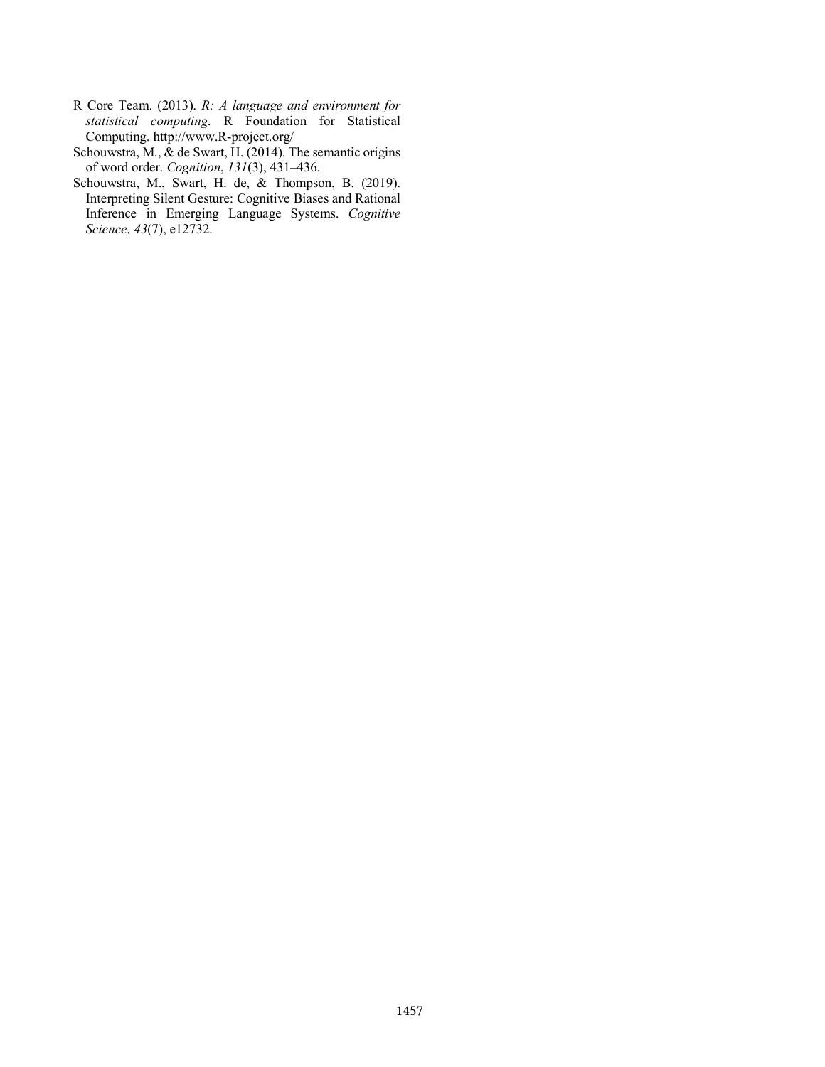R Core Team. (2013). *R: A language and environment for statistical computing*. R Foundation for Statistical Computing. http://www.R-project.org/

Schouwstra, M., & de Swart, H. (2014). The semantic origins of word order. *Cognition*, *131*(3), 431–436.

Schouwstra, M., Swart, H. de, & Thompson, B. (2019). Interpreting Silent Gesture: Cognitive Biases and Rational Inference in Emerging Language Systems. *Cognitive Science*, *43*(7), e12732.